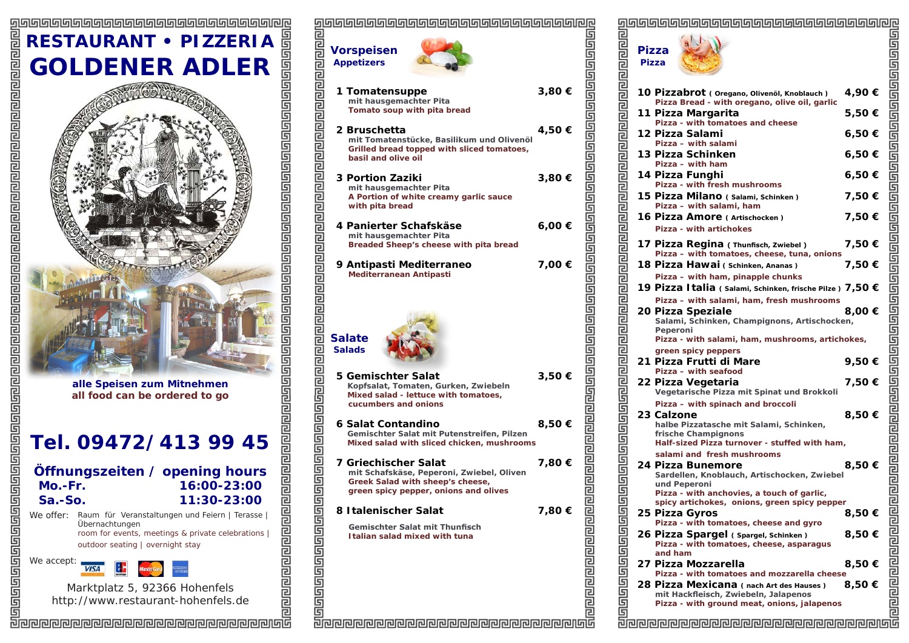# RESTAURANT • PIZZERIA
# GOLDENER ADLER

**alle Speisen zum Mitnehmen**
**all food can be ordered to go**

## Tel. 09472/ 413 99 45

### Öffnungszeiten / opening hours

| | |
|---|---|
| **Mo.-Fr.** | **16:00-23:00** |
| **Sa.-So.** | **11:30-23:00** |

We offer: Raum für Veranstaltungen und Feiern | Terasse | Übernachtungen
room for events, meetings & private celebrations | outdoor seating | overnight stay

We accept:

Marktplatz 5, 92366 Hohenfels
http://www.restaurant-hohenfels.de

## Vorspeisen
### Appetizers

**1 Tomatensuppe** — **3,80 €**
mit hausgemachter Pita
Tomato soup with pita bread

**2 Bruschetta** — **4,50 €**
mit Tomatenstücke, Basilikum und Olivenöl
Grilled bread topped with sliced tomatoes, basil and olive oil

**3 Portion Zaziki** — **3,80 €**
mit hausgemachter Pita
A Portion of white creamy garlic sauce with pita bread

**4 Panierter Schafskäse** — **6,00 €**
mit hausgemachter Pita
Breaded Sheep's cheese with pita bread

**9 Antipasti Mediterraneo** — **7,00 €**
Mediterranean Antipasti

## Salate
### Salads

**5 Gemischter Salat** — **3,50 €**
Kopfsalat, Tomaten, Gurken, Zwiebeln
Mixed salad - lettuce with tomatoes, cucumbers and onions

**6 Salat Contandino** — **8,50 €**
Gemischter Salat mit Putenstreifen, Pilzen
Mixed salad with sliced chicken, mushrooms

**7 Griechischer Salat** — **7,80 €**
mit Schafskäse, Peperoni, Zwiebel, Oliven
Greek Salad with sheep's cheese, green spicy pepper, onions and olives

**8 Italenischer Salat** — **7,80 €**
Gemischter Salat mit Thunfisch
Italian salad mixed with tuna

## Pizza
### Pizza

**10 Pizzabrot** ( Oregano, Olivenöl, Knoblauch ) — **4,90 €**
Pizza Bread - with oregano, olive oil, garlic

**11 Pizza Margarita** — **5,50 €**
Pizza - with tomatoes and cheese

**12 Pizza Salami** — **6,50 €**
Pizza – with salami

**13 Pizza Schinken** — **6,50 €**
Pizza – with ham

**14 Pizza Funghi** — **6,50 €**
Pizza - with fresh mushrooms

**15 Pizza Milano** ( Salami, Schinken ) — **7,50 €**
Pizza – with salami, ham

**16 Pizza Amore** ( Artischocken ) — **7,50 €**
Pizza - with artichokes

**17 Pizza Regina** ( Thunfisch, Zwiebel ) — **7,50 €**
Pizza – with tomatoes, cheese, tuna, onions

**18 Pizza Hawai** ( Schinken, Ananas ) — **7,50 €**
Pizza – with ham, pinapple chunks

**19 Pizza Italia** ( Salami, Schinken, frische Pilze ) — **7,50 €**
Pizza – with salami, ham, fresh mushrooms

**20 Pizza Speziale** — **8,00 €**
Salami, Schinken, Champignons, Artischocken, Peperoni
Pizza - with salami, ham, mushrooms, artichokes, green spicy peppers

**21 Pizza Frutti di Mare** — **9,50 €**
Pizza – with seafood

**22 Pizza Vegetaria** — **7,50 €**
Vegetarische Pizza mit Spinat und Brokkoli
Pizza – with spinach and broccoli

**23 Calzone** — **8,50 €**
halbe Pizzatasche mit Salami, Schinken, frische Champignons
Half-sized Pizza turnover - stuffed with ham, salami and fresh mushrooms

**24 Pizza Bunemore** — **8,50 €**
Sardellen, Knoblauch, Artischocken, Zwiebel und Peperoni
Pizza - with anchovies, a touch of garlic, spicy artichokes, onions, green spicy pepper

**25 Pizza Gyros** — **8,50 €**
Pizza - with tomatoes, cheese and gyro

**26 Pizza Spargel** ( Spargel, Schinken ) — **8,50 €**
Pizza - with tomatoes, cheese, asparagus and ham

**27 Pizza Mozzarella** — **8,50 €**
Pizza - with tomatoes and mozzarella cheese

**28 Pizza Mexicana** ( nach Art des Hauses ) — **8,50 €**
mit Hackfleisch, Zwiebeln, Jalapenos
Pizza - with ground meat, onions, jalapenos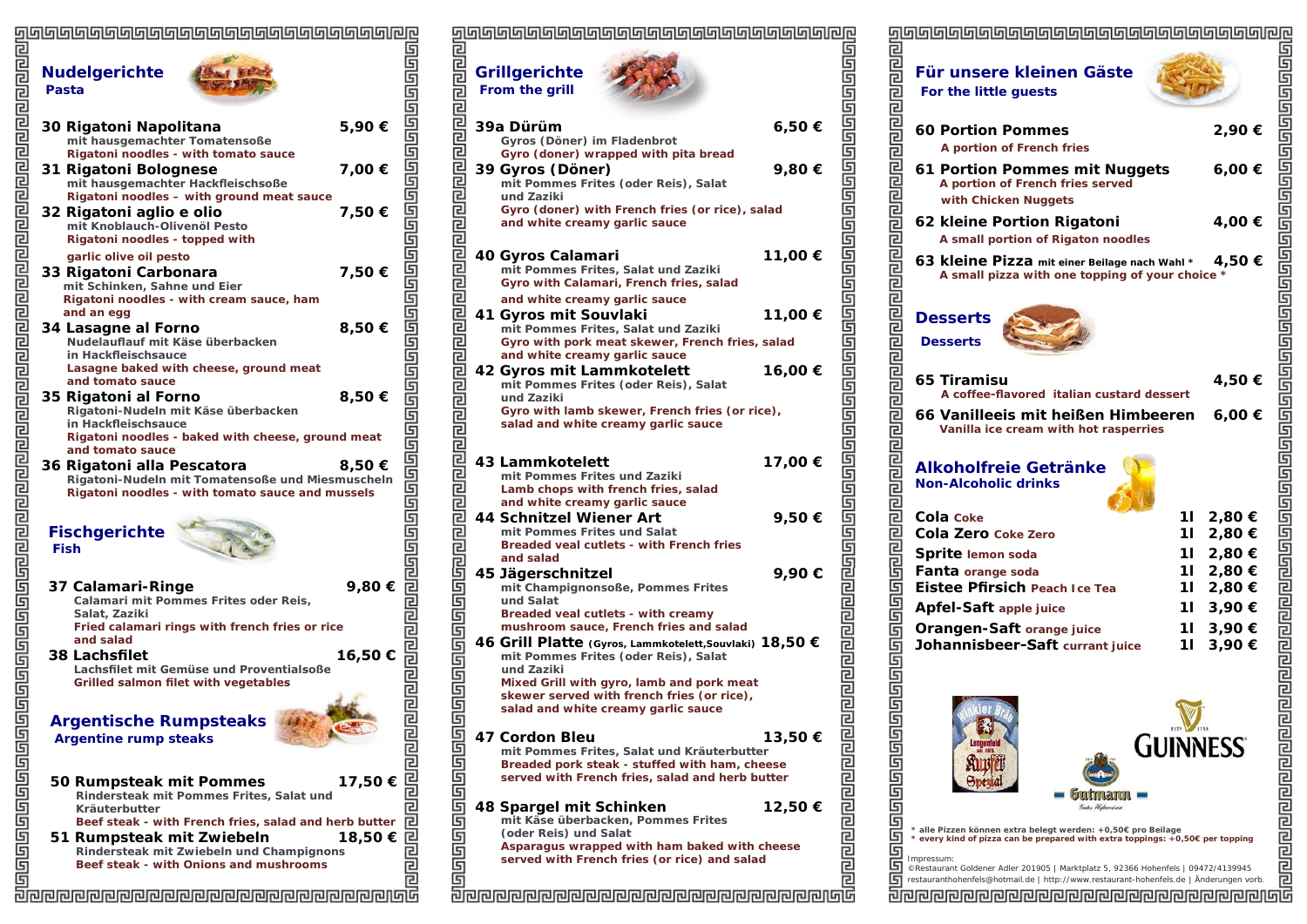## Nudelgerichte
**Pasta**

**30 Rigatoni Napolitana** 5,90 €
mit hausgemachter Tomatensoße
Rigatoni noodles - with tomato sauce

**31 Rigatoni Bolognese** 7,00 €
mit hausgemachter Hackfleischsoße
Rigatoni noodles – with ground meat sauce

**32 Rigatoni aglio e olio** 7,50 €
mit Knoblauch-Olivenöl Pesto
Rigatoni noodles - topped with garlic olive oil pesto

**33 Rigatoni Carbonara** 7,50 €
mit Schinken, Sahne und Eier
Rigatoni noodles - with cream sauce, ham and an egg

**34 Lasagne al Forno** 8,50 €
Nudelauflauf mit Käse überbacken in Hackfleischsauce
Lasagne baked with cheese, ground meat and tomato sauce

**35 Rigatoni al Forno** 8,50 €
Rigatoni-Nudeln mit Käse überbacken in Hackfleischsauce
Rigatoni noodles - baked with cheese, ground meat and tomato sauce

**36 Rigatoni alla Pescatora** 8,50 €
Rigatoni-Nudeln mit Tomatensoße und Miesmuscheln
Rigatoni noodles - with tomato sauce and mussels

## Fischgerichte
**Fish**

**37 Calamari-Ringe** 9,80 €
Calamari mit Pommes Frites oder Reis, Salat, Zaziki
Fried calamari rings with french fries or rice and salad

**38 Lachsfilet** 16,50 €
Lachsfilet mit Gemüse und Proventialsoße
Grilled salmon filet with vegetables

## Argentische Rumpsteaks
**Argentine rump steaks**

**50 Rumpsteak mit Pommes** 17,50 €
Rindersteak mit Pommes Frites, Salat und Kräuterbutter
Beef steak - with French fries, salad and herb butter

**51 Rumpsteak mit Zwiebeln** 18,50 €
Rindersteak mit Zwiebeln und Champignons
Beef steak - with Onions and mushrooms

## Grillgerichte
**From the grill**

**39a Dürüm** 6,50 €
Gyros (Döner) im Fladenbrot
Gyro (doner) wrapped with pita bread

**39 Gyros (Döner)** 9,80 €
mit Pommes Frites (oder Reis), Salat und Zaziki
Gyro (doner) with French fries (or rice), salad and white creamy garlic sauce

**40 Gyros Calamari** 11,00 €
mit Pommes Frites, Salat und Zaziki
Gyro with Calamari, French fries, salad and white creamy garlic sauce

**41 Gyros mit Souvlaki** 11,00 €
mit Pommes Frites, Salat und Zaziki
Gyro with pork meat skewer, French fries, salad and white creamy garlic sauce

**42 Gyros mit Lammkotelett** 16,00 €
mit Pommes Frites (oder Reis), Salat und Zaziki
Gyro with lamb skewer, French fries (or rice), salad and white creamy garlic sauce

**43 Lammkotelett** 17,00 €
mit Pommes Frites und Zaziki
Lamb chops with french fries, salad and white creamy garlic sauce

**44 Schnitzel Wiener Art** 9,50 €
mit Pommes Frites und Salat
Breaded veal cutlets - with French fries and salad

**45 Jägerschnitzel** 9,90 €
mit Champignonsoße, Pommes Frites und Salat
Breaded veal cutlets - with creamy mushroom sauce, French fries and salad

**46 Grill Platte** (Gyros, Lammkotelett,Souvlaki) 18,50 €
mit Pommes Frites (oder Reis), Salat und Zaziki
Mixed Grill with gyro, lamb and pork meat skewer served with french fries (or rice), salad and white creamy garlic sauce

**47 Cordon Bleu** 13,50 €
mit Pommes Frites, Salat und Kräuterbutter
Breaded pork steak - stuffed with ham, cheese served with French fries, salad and herb butter

**48 Spargel mit Schinken** 12,50 €
mit Käse überbacken, Pommes Frites (oder Reis) und Salat
Asparagus wrapped with ham baked with cheese served with French fries (or rice) and salad

## Für unsere kleinen Gäste
**For the little guests**

**60 Portion Pommes** 2,90 €
A portion of French fries

**61 Portion Pommes mit Nuggets** 6,00 €
A portion of French fries served with Chicken Nuggets

**62 kleine Portion Rigatoni** 4,00 €
A small portion of Rigaton noodles

**63 kleine Pizza** mit einer Beilage nach Wahl * 4,50 €
A small pizza with one topping of your choice *

## Desserts
**Desserts**

**65 Tiramisu** 4,50 €
A coffee-flavored italian custard dessert

**66 Vanilleeis mit heißen Himbeeren** 6,00 €
Vanilla ice cream with hot rasperries

## Alkoholfreie Getränke
**Non-Alcoholic drinks**

| | | |
|---|---|---|
| **Cola** Coke | 1l | 2,80 € |
| **Cola Zero** Coke Zero | 1l | 2,80 € |
| **Sprite** lemon soda | 1l | 2,80 € |
| **Fanta** orange soda | 1l | 2,80 € |
| **Eistee Pfirsich** Peach Ice Tea | 1l | 2,80 € |
| **Apfel-Saft** apple juice | 1l | 3,90 € |
| **Orangen-Saft** orange juice | 1l | 3,90 € |
| **Johannisbeer-Saft** currant juice | 1l | 3,90 € |

\* alle Pizzen können extra belegt werden: +0,50€ pro Beilage
\* every kind of pizza can be prepared with extra toppings: +0,50€ per topping

Impressum:
©Restaurant Goldener Adler 201905 | Marktplatz 5, 92366 Hohenfels | 09472/4139945
restauranthohenfels@hotmail.de | http://www.restaurant-hohenfels.de | Änderungen vorb.